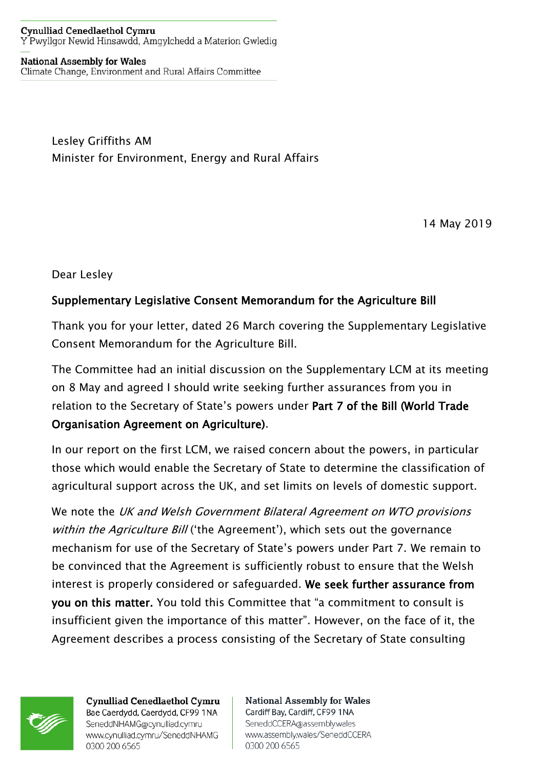Cynulliad Cenedlaethol Cymru
Y Pwyllgor Newid Hinsawdd, Amgylchedd a Materion Gwledig

National Assembly for Wales
Climate Change, Environment and Rural Affairs Committee

Lesley Griffiths AM
Minister for Environment, Energy and Rural Affairs

14 May 2019

Dear Lesley

**Supplementary Legislative Consent Memorandum for the Agriculture Bill**

Thank you for your letter, dated 26 March covering the Supplementary Legislative Consent Memorandum for the Agriculture Bill.

The Committee had an initial discussion on the Supplementary LCM at its meeting on 8 May and agreed I should write seeking further assurances from you in relation to the Secretary of State's powers under **Part 7 of the Bill (World Trade Organisation Agreement on Agriculture)**.

In our report on the first LCM, we raised concern about the powers, in particular those which would enable the Secretary of State to determine the classification of agricultural support across the UK, and set limits on levels of domestic support.

We note the *UK and Welsh Government Bilateral Agreement on WTO provisions within the Agriculture Bill* ('the Agreement'), which sets out the governance mechanism for use of the Secretary of State's powers under Part 7. We remain to be convinced that the Agreement is sufficiently robust to ensure that the Welsh interest is properly considered or safeguarded. **We seek further assurance from you on this matter.** You told this Committee that "a commitment to consult is insufficient given the importance of this matter". However, on the face of it, the Agreement describes a process consisting of the Secretary of State consulting

Cynulliad Cenedlaethol Cymru
Bae Caerdydd, Caerdydd, CF99 1NA
SeneddNHAMG@cynulliad.cymru
www.cynulliad.cymru/SeneddNHAMG
0300 200 6565

National Assembly for Wales
Cardiff Bay, Cardiff, CF99 1NA
SeneddCCERA@assembly.wales
www.assembly.wales/SeneddCCERA
0300 200 6565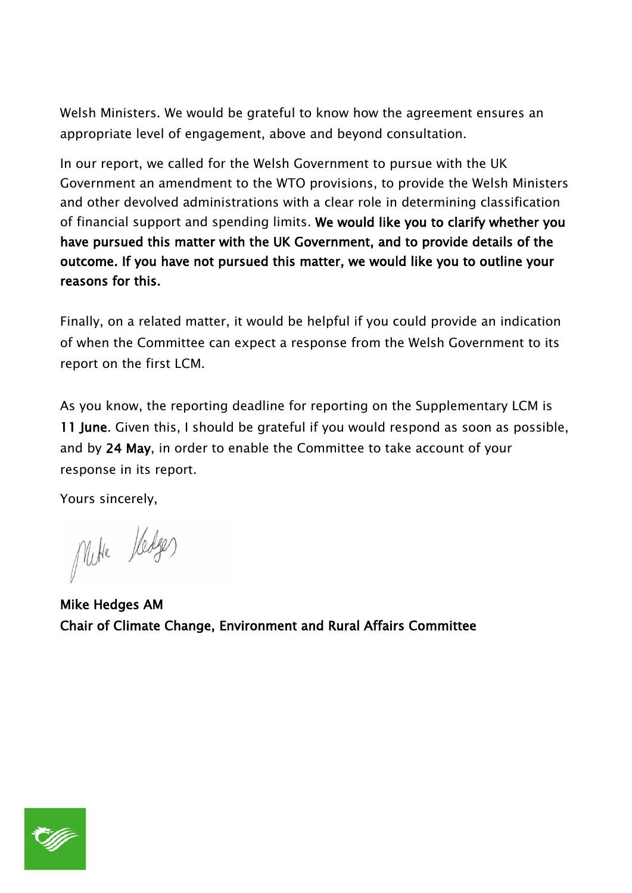Welsh Ministers. We would be grateful to know how the agreement ensures an appropriate level of engagement, above and beyond consultation.

In our report, we called for the Welsh Government to pursue with the UK Government an amendment to the WTO provisions, to provide the Welsh Ministers and other devolved administrations with a clear role in determining classification of financial support and spending limits. **We would like you to clarify whether you have pursued this matter with the UK Government, and to provide details of the outcome. If you have not pursued this matter, we would like you to outline your reasons for this.**

Finally, on a related matter, it would be helpful if you could provide an indication of when the Committee can expect a response from the Welsh Government to its report on the first LCM.

As you know, the reporting deadline for reporting on the Supplementary LCM is **11 June**. Given this, I should be grateful if you would respond as soon as possible, and by **24 May**, in order to enable the Committee to take account of your response in its report.

Yours sincerely,

**Mike Hedges AM**
**Chair of Climate Change, Environment and Rural Affairs Committee**